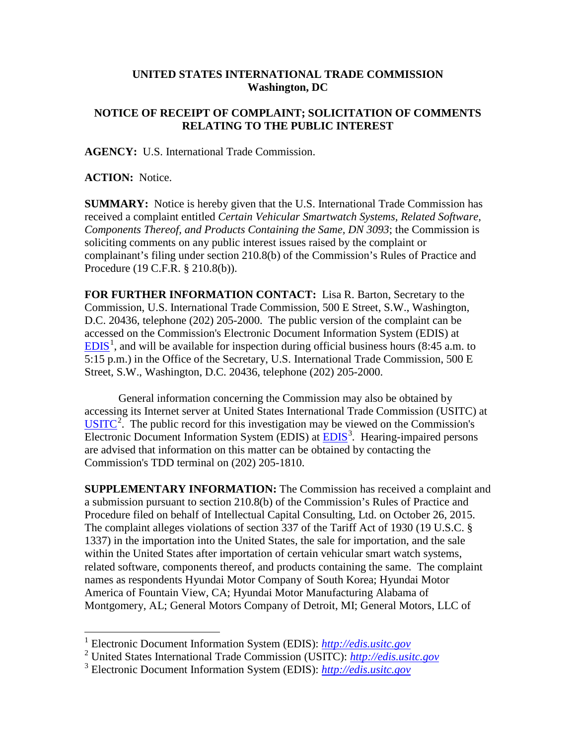**UNITED STATES INTERNATIONAL TRADE COMMISSION**
**Washington, DC**

**NOTICE OF RECEIPT OF COMPLAINT; SOLICITATION OF COMMENTS RELATING TO THE PUBLIC INTEREST**

**AGENCY:** U.S. International Trade Commission.

**ACTION:** Notice.

**SUMMARY:** Notice is hereby given that the U.S. International Trade Commission has received a complaint entitled *Certain Vehicular Smartwatch Systems, Related Software, Components Thereof, and Products Containing the Same, DN 3093*; the Commission is soliciting comments on any public interest issues raised by the complaint or complainant's filing under section 210.8(b) of the Commission's Rules of Practice and Procedure (19 C.F.R. § 210.8(b)).

**FOR FURTHER INFORMATION CONTACT:** Lisa R. Barton, Secretary to the Commission, U.S. International Trade Commission, 500 E Street, S.W., Washington, D.C. 20436, telephone (202) 205-2000. The public version of the complaint can be accessed on the Commission's Electronic Document Information System (EDIS) at EDIS[1], and will be available for inspection during official business hours (8:45 a.m. to 5:15 p.m.) in the Office of the Secretary, U.S. International Trade Commission, 500 E Street, S.W., Washington, D.C. 20436, telephone (202) 205-2000.

General information concerning the Commission may also be obtained by accessing its Internet server at United States International Trade Commission (USITC) at USITC[2]. The public record for this investigation may be viewed on the Commission's Electronic Document Information System (EDIS) at EDIS[3]. Hearing-impaired persons are advised that information on this matter can be obtained by contacting the Commission's TDD terminal on (202) 205-1810.

**SUPPLEMENTARY INFORMATION:** The Commission has received a complaint and a submission pursuant to section 210.8(b) of the Commission's Rules of Practice and Procedure filed on behalf of Intellectual Capital Consulting, Ltd. on October 26, 2015. The complaint alleges violations of section 337 of the Tariff Act of 1930 (19 U.S.C. § 1337) in the importation into the United States, the sale for importation, and the sale within the United States after importation of certain vehicular smart watch systems, related software, components thereof, and products containing the same. The complaint names as respondents Hyundai Motor Company of South Korea; Hyundai Motor America of Fountain View, CA; Hyundai Motor Manufacturing Alabama of Montgomery, AL; General Motors Company of Detroit, MI; General Motors, LLC of

---

[1] Electronic Document Information System (EDIS): *http://edis.usitc.gov*

[2] United States International Trade Commission (USITC): *http://edis.usitc.gov*

[3] Electronic Document Information System (EDIS): *http://edis.usitc.gov*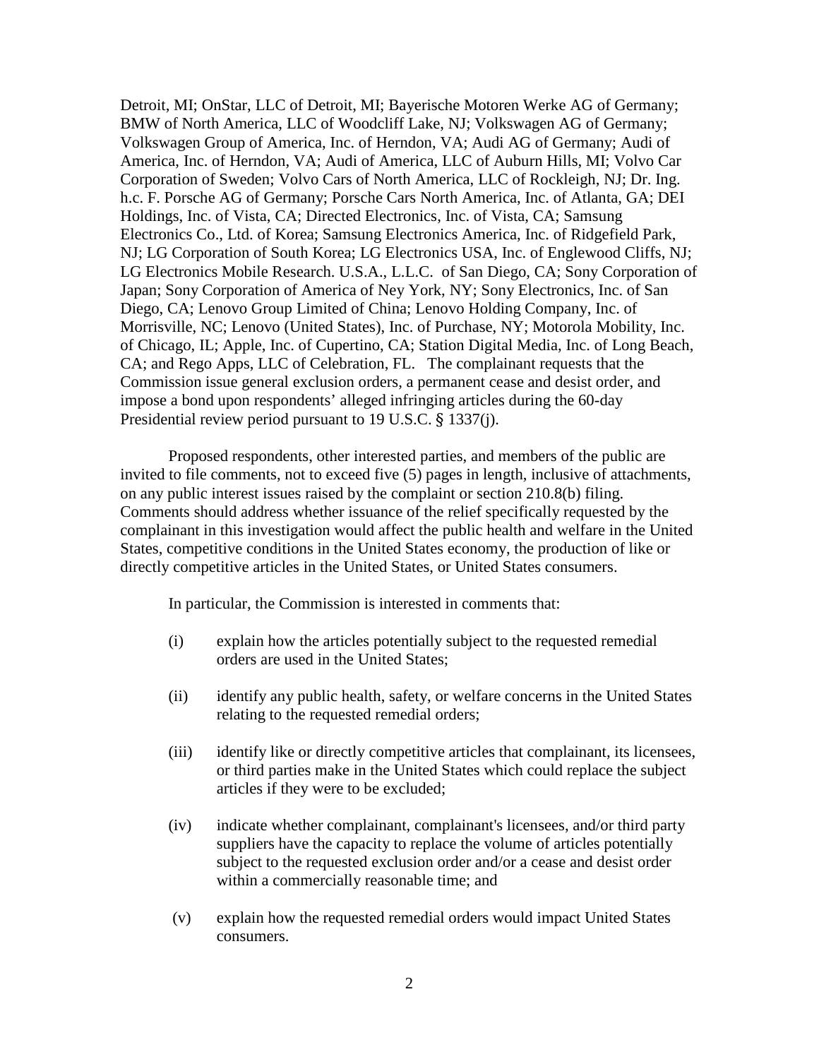Detroit, MI; OnStar, LLC of Detroit, MI; Bayerische Motoren Werke AG of Germany; BMW of North America, LLC of Woodcliff Lake, NJ; Volkswagen AG of Germany; Volkswagen Group of America, Inc. of Herndon, VA; Audi AG of Germany; Audi of America, Inc. of Herndon, VA; Audi of America, LLC of Auburn Hills, MI; Volvo Car Corporation of Sweden; Volvo Cars of North America, LLC of Rockleigh, NJ; Dr. Ing. h.c. F. Porsche AG of Germany; Porsche Cars North America, Inc. of Atlanta, GA; DEI Holdings, Inc. of Vista, CA; Directed Electronics, Inc. of Vista, CA; Samsung Electronics Co., Ltd. of Korea; Samsung Electronics America, Inc. of Ridgefield Park, NJ; LG Corporation of South Korea; LG Electronics USA, Inc. of Englewood Cliffs, NJ; LG Electronics Mobile Research. U.S.A., L.L.C. of San Diego, CA; Sony Corporation of Japan; Sony Corporation of America of Ney York, NY; Sony Electronics, Inc. of San Diego, CA; Lenovo Group Limited of China; Lenovo Holding Company, Inc. of Morrisville, NC; Lenovo (United States), Inc. of Purchase, NY; Motorola Mobility, Inc. of Chicago, IL; Apple, Inc. of Cupertino, CA; Station Digital Media, Inc. of Long Beach, CA; and Rego Apps, LLC of Celebration, FL. The complainant requests that the Commission issue general exclusion orders, a permanent cease and desist order, and impose a bond upon respondents' alleged infringing articles during the 60-day Presidential review period pursuant to 19 U.S.C. § 1337(j).

Proposed respondents, other interested parties, and members of the public are invited to file comments, not to exceed five (5) pages in length, inclusive of attachments, on any public interest issues raised by the complaint or section 210.8(b) filing. Comments should address whether issuance of the relief specifically requested by the complainant in this investigation would affect the public health and welfare in the United States, competitive conditions in the United States economy, the production of like or directly competitive articles in the United States, or United States consumers.

In particular, the Commission is interested in comments that:

(i) explain how the articles potentially subject to the requested remedial orders are used in the United States;

(ii) identify any public health, safety, or welfare concerns in the United States relating to the requested remedial orders;

(iii) identify like or directly competitive articles that complainant, its licensees, or third parties make in the United States which could replace the subject articles if they were to be excluded;

(iv) indicate whether complainant, complainant's licensees, and/or third party suppliers have the capacity to replace the volume of articles potentially subject to the requested exclusion order and/or a cease and desist order within a commercially reasonable time; and

(v) explain how the requested remedial orders would impact United States consumers.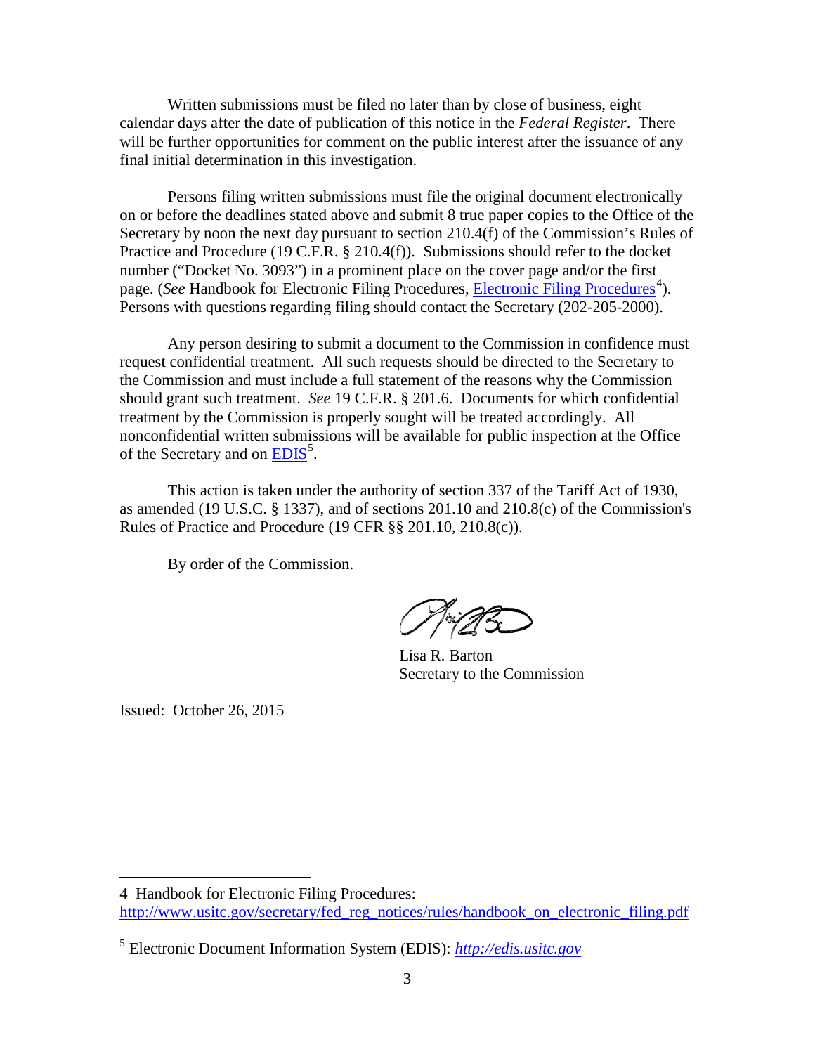Written submissions must be filed no later than by close of business, eight calendar days after the date of publication of this notice in the *Federal Register*. There will be further opportunities for comment on the public interest after the issuance of any final initial determination in this investigation.

Persons filing written submissions must file the original document electronically on or before the deadlines stated above and submit 8 true paper copies to the Office of the Secretary by noon the next day pursuant to section 210.4(f) of the Commission's Rules of Practice and Procedure (19 C.F.R. § 210.4(f)). Submissions should refer to the docket number ("Docket No. 3093") in a prominent place on the cover page and/or the first page. (*See* Handbook for Electronic Filing Procedures, Electronic Filing Procedures[4]). Persons with questions regarding filing should contact the Secretary (202-205-2000).

Any person desiring to submit a document to the Commission in confidence must request confidential treatment. All such requests should be directed to the Secretary to the Commission and must include a full statement of the reasons why the Commission should grant such treatment. *See* 19 C.F.R. § 201.6. Documents for which confidential treatment by the Commission is properly sought will be treated accordingly. All nonconfidential written submissions will be available for public inspection at the Office of the Secretary and on EDIS[5].

This action is taken under the authority of section 337 of the Tariff Act of 1930, as amended (19 U.S.C. § 1337), and of sections 201.10 and 210.8(c) of the Commission's Rules of Practice and Procedure (19 CFR §§ 201.10, 210.8(c)).

By order of the Commission.

Lisa R. Barton
Secretary to the Commission

Issued: October 26, 2015

---

4 Handbook for Electronic Filing Procedures: http://www.usitc.gov/secretary/fed_reg_notices/rules/handbook_on_electronic_filing.pdf

5 Electronic Document Information System (EDIS): *http://edis.usitc.gov*